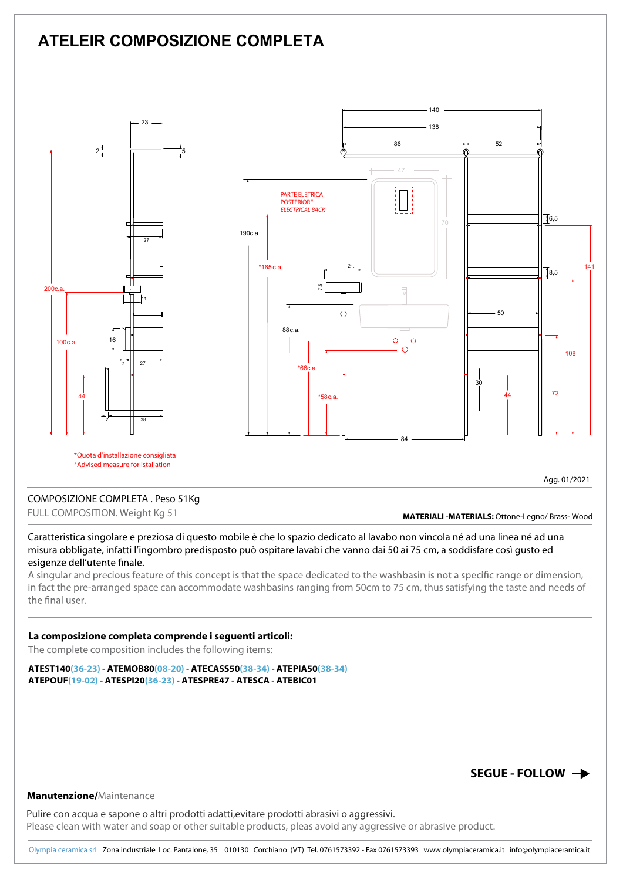# ATELEIR COMPOSIZIONE COMPLETA

*Quota d'installazione consigliata
*Advised measure for istallation

Agg. 01/2021

COMPOSIZIONE COMPLETA . Peso 51Kg
FULL COMPOSITION. Weight Kg 51

**MATERIALI -MATERIALS:** Ottone-Legno/ Brass- Wood

Caratteristica singolare e preziosa di questo mobile è che lo spazio dedicato al lavabo non vincola né ad una linea né ad una misura obbligate, infatti l'ingombro predisposto può ospitare lavabi che vanno dai 50 ai 75 cm, a soddisfare così gusto ed esigenze dell'utente finale.
A singular and precious feature of this concept is that the space dedicated to the washbasin is not a specific range or dimension, in fact the pre-arranged space can accommodate washbasins ranging from 50cm to 75 cm, thus satisfying the taste and needs of the final user.

**La composizione completa comprende i seguenti articoli:**
The complete composition includes the following items:

**ATEST140**(36-23) - **ATEMOB80**(08-20) - **ATECASS50**(38-34) - **ATEPIA50**(38-34)
**ATEPOUF**(19-02) - **ATESPI20**(36-23) - **ATESPRE47** - **ATESCA** - **ATEBIC01**

**SEGUE - FOLLOW →**

**Manutenzione**/Maintenance

Pulire con acqua e sapone o altri prodotti adatti,evitare prodotti abrasivi o aggressivi.
Please clean with water and soap or other suitable products, pleas avoid any aggressive or abrasive product.

Olympia ceramica srl Zona industriale Loc. Pantalone, 35 010130 Corchiano (VT) Tel. 0761573392 - Fax 0761573393 www.olympiaceramica.it info@olympiaceramica.it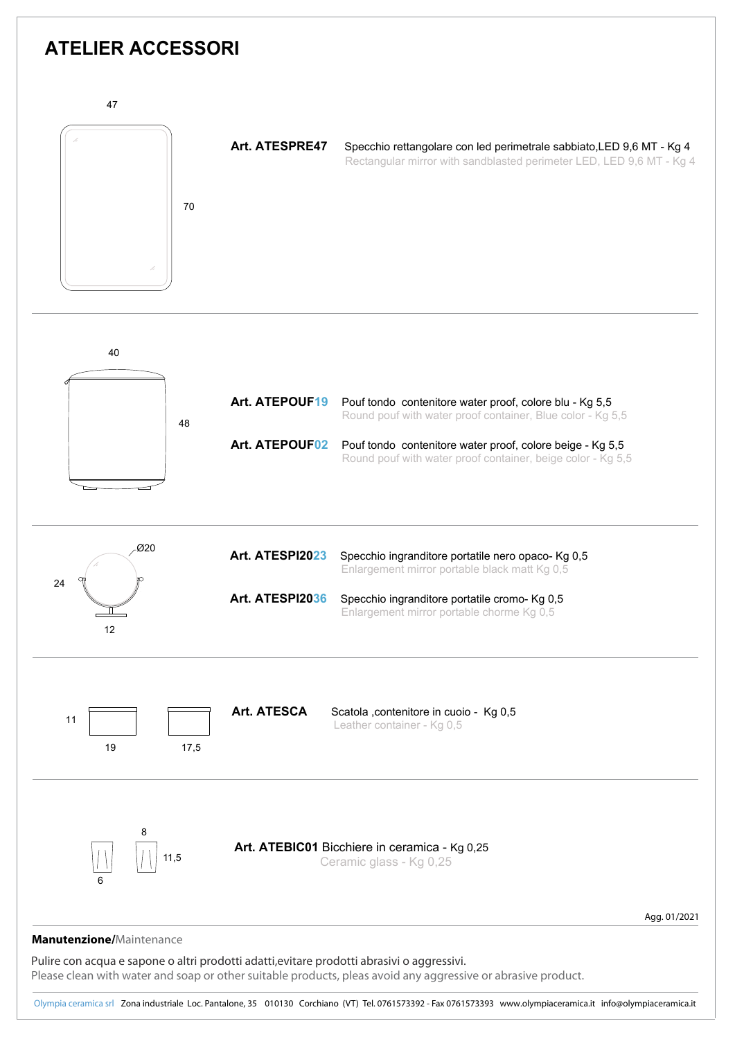# ATELIER ACCESSORI

47

70

**Art. ATESPRE47** Specchio rettangolare con led perimetrale sabbiato,LED 9,6 MT - Kg 4
Rectangular mirror with sandblasted perimeter LED, LED 9,6 MT - Kg 4

---

40

48

**Art. ATEPOUF19** Pouf tondo contenitore water proof, colore blu - Kg 5,5
Round pouf with water proof container, Blue color - Kg 5,5

**Art. ATEPOUF02** Pouf tondo contenitore water proof, colore beige - Kg 5,5
Round pouf with water proof container, beige color - Kg 5,5

---

Ø20

24

12

**Art. ATESPI2023** Specchio ingranditore portatile nero opaco- Kg 0,5
Enlargement mirror portable black matt Kg 0,5

**Art. ATESPI2036** Specchio ingranditore portatile cromo- Kg 0,5
Enlargement mirror portable chorme Kg 0,5

---

11

19

17,5

**Art. ATESCA** Scatola ,contenitore in cuoio - Kg 0,5
Leather container - Kg 0,5

---

8

11,5

6

**Art. ATEBIC01** Bicchiere in ceramica - Kg 0,25
Ceramic glass - Kg 0,25

Agg. 01/2021

**Manutenzione/**Maintenance

Pulire con acqua e sapone o altri prodotti adatti,evitare prodotti abrasivi o aggressivi.
Please clean with water and soap or other suitable products, pleas avoid any aggressive or abrasive product.

Olympia ceramica srl Zona industriale Loc. Pantalone, 35 010130 Corchiano (VT) Tel. 0761573392 - Fax 0761573393 www.olympiaceramica.it info@olympiaceramica.it